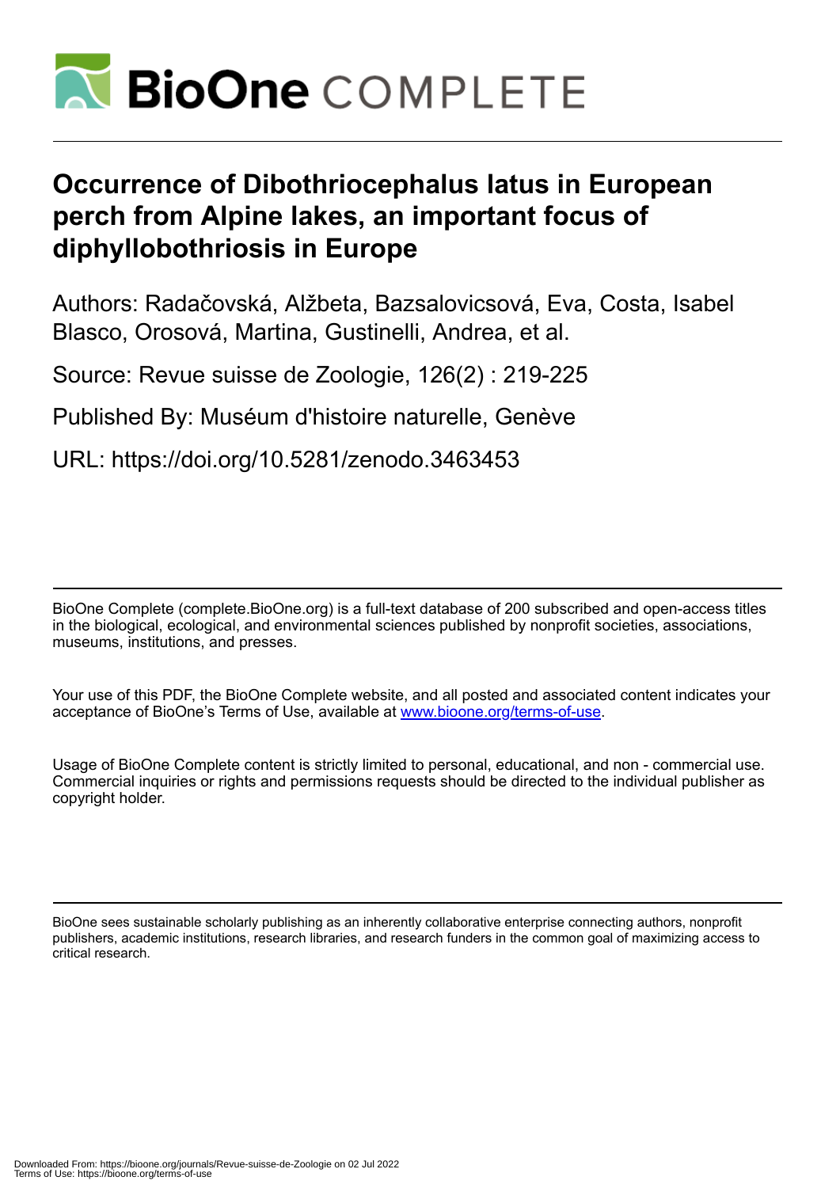# Occurrence of Dibothriocephalus latus in European perch from Alpine lakes, an important focus of diphyllobothriosis in Europe

Authors: Radačovská, Alžbeta, Bazsalovicsová, Eva, Costa, Isabel Blasco, Orosová, Martina, Gustinelli, Andrea, et al.

Source: Revue suisse de Zoologie, 126(2) : 219-225

Published By: Muséum d'histoire naturelle, Genève

URL: https://doi.org/10.5281/zenodo.3463453

BioOne Complete (complete.BioOne.org) is a full-text database of 200 subscribed and open-access titles in the biological, ecological, and environmental sciences published by nonprofit societies, associations, museums, institutions, and presses.

Your use of this PDF, the BioOne Complete website, and all posted and associated content indicates your acceptance of BioOne's Terms of Use, available at www.bioone.org/terms-of-use.

Usage of BioOne Complete content is strictly limited to personal, educational, and non - commercial use. Commercial inquiries or rights and permissions requests should be directed to the individual publisher as copyright holder.

BioOne sees sustainable scholarly publishing as an inherently collaborative enterprise connecting authors, nonprofit publishers, academic institutions, research libraries, and research funders in the common goal of maximizing access to critical research.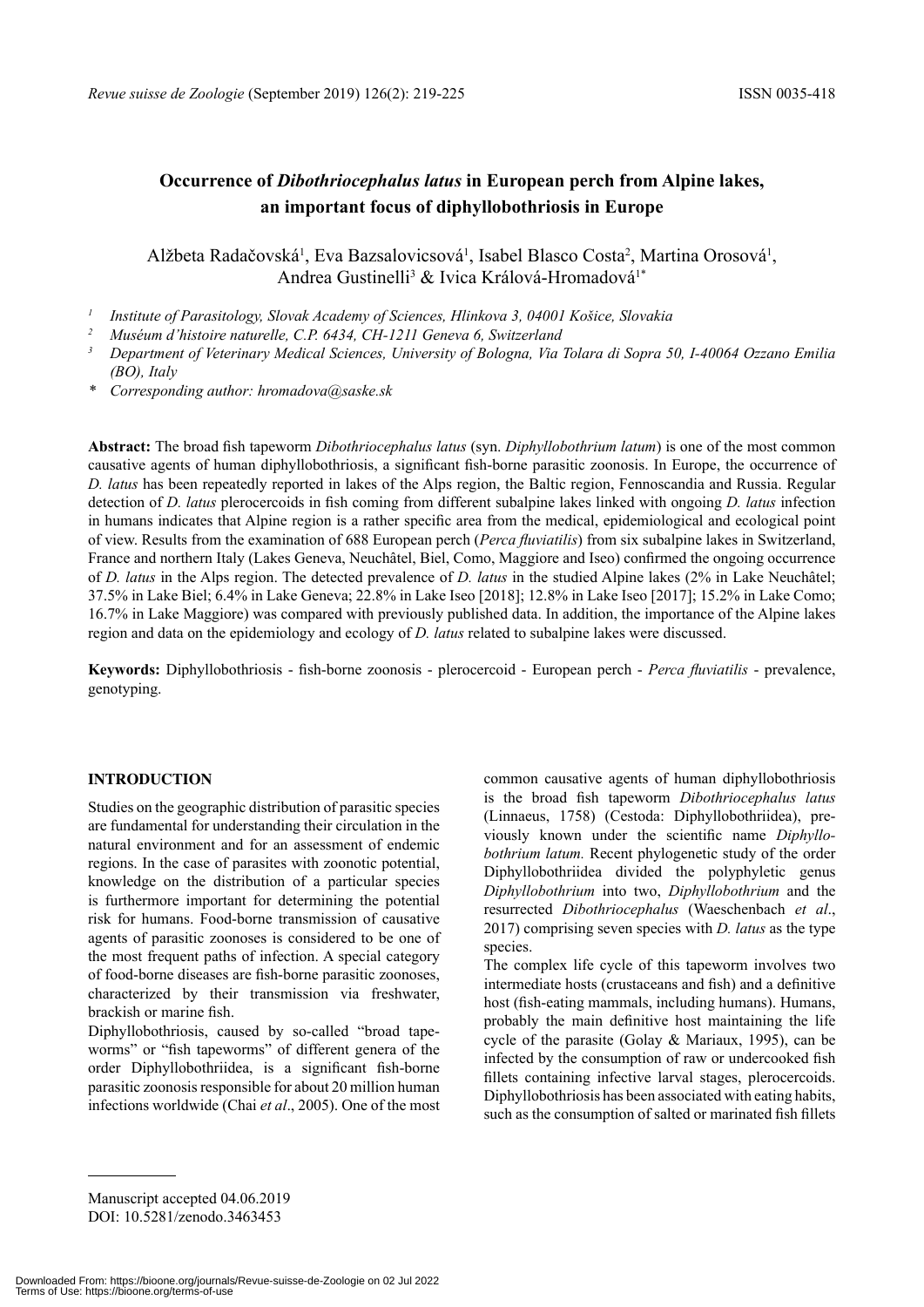# Occurrence of *Dibothriocephalus latus* in European perch from Alpine lakes, an important focus of diphyllobothriosis in Europe

Alžbeta Radačovská[1], Eva Bazsalovicsová[1], Isabel Blasco Costa[2], Martina Orosová[1], Andrea Gustinelli[3] & Ivica Králová-Hromadová[1*]

[1] Institute of Parasitology, Slovak Academy of Sciences, Hlinkova 3, 04001 Košice, Slovakia
[2] Muséum d'histoire naturelle, C.P. 6434, CH-1211 Geneva 6, Switzerland
[3] Department of Veterinary Medical Sciences, University of Bologna, Via Tolara di Sopra 50, I-40064 Ozzano Emilia (BO), Italy
\* Corresponding author: hromadova@saske.sk

**Abstract:** The broad fish tapeworm *Dibothriocephalus latus* (syn. *Diphyllobothrium latum*) is one of the most common causative agents of human diphyllobothriosis, a significant fish-borne parasitic zoonosis. In Europe, the occurrence of *D. latus* has been repeatedly reported in lakes of the Alps region, the Baltic region, Fennoscandia and Russia. Regular detection of *D. latus* plerocercoids in fish coming from different subalpine lakes linked with ongoing *D. latus* infection in humans indicates that Alpine region is a rather specific area from the medical, epidemiological and ecological point of view. Results from the examination of 688 European perch (*Perca fluviatilis*) from six subalpine lakes in Switzerland, France and northern Italy (Lakes Geneva, Neuchâtel, Biel, Como, Maggiore and Iseo) confirmed the ongoing occurrence of *D. latus* in the Alps region. The detected prevalence of *D. latus* in the studied Alpine lakes (2% in Lake Neuchâtel; 37.5% in Lake Biel; 6.4% in Lake Geneva; 22.8% in Lake Iseo [2018]; 12.8% in Lake Iseo [2017]; 15.2% in Lake Como; 16.7% in Lake Maggiore) was compared with previously published data. In addition, the importance of the Alpine lakes region and data on the epidemiology and ecology of *D. latus* related to subalpine lakes were discussed.

**Keywords:** Diphyllobothriosis - fish-borne zoonosis - plerocercoid - European perch - *Perca fluviatilis* - prevalence, genotyping.

## INTRODUCTION

Studies on the geographic distribution of parasitic species are fundamental for understanding their circulation in the natural environment and for an assessment of endemic regions. In the case of parasites with zoonotic potential, knowledge on the distribution of a particular species is furthermore important for determining the potential risk for humans. Food-borne transmission of causative agents of parasitic zoonoses is considered to be one of the most frequent paths of infection. A special category of food-borne diseases are fish-borne parasitic zoonoses, characterized by their transmission via freshwater, brackish or marine fish.

Diphyllobothriosis, caused by so-called "broad tapeworms" or "fish tapeworms" of different genera of the order Diphyllobothriidea, is a significant fish-borne parasitic zoonosis responsible for about 20 million human infections worldwide (Chai *et al*., 2005). One of the most common causative agents of human diphyllobothriosis is the broad fish tapeworm *Dibothriocephalus latus* (Linnaeus, 1758) (Cestoda: Diphyllobothriidea), previously known under the scientific name *Diphyllobothrium latum.* Recent phylogenetic study of the order Diphyllobothriidea divided the polyphyletic genus *Diphyllobothrium* into two, *Diphyllobothrium* and the resurrected *Dibothriocephalus* (Waeschenbach *et al*., 2017) comprising seven species with *D. latus* as the type species.

The complex life cycle of this tapeworm involves two intermediate hosts (crustaceans and fish) and a definitive host (fish-eating mammals, including humans). Humans, probably the main definitive host maintaining the life cycle of the parasite (Golay & Mariaux, 1995), can be infected by the consumption of raw or undercooked fish fillets containing infective larval stages, plerocercoids. Diphyllobothriosis has been associated with eating habits, such as the consumption of salted or marinated fish fillets

Manuscript accepted 04.06.2019
DOI: 10.5281/zenodo.3463453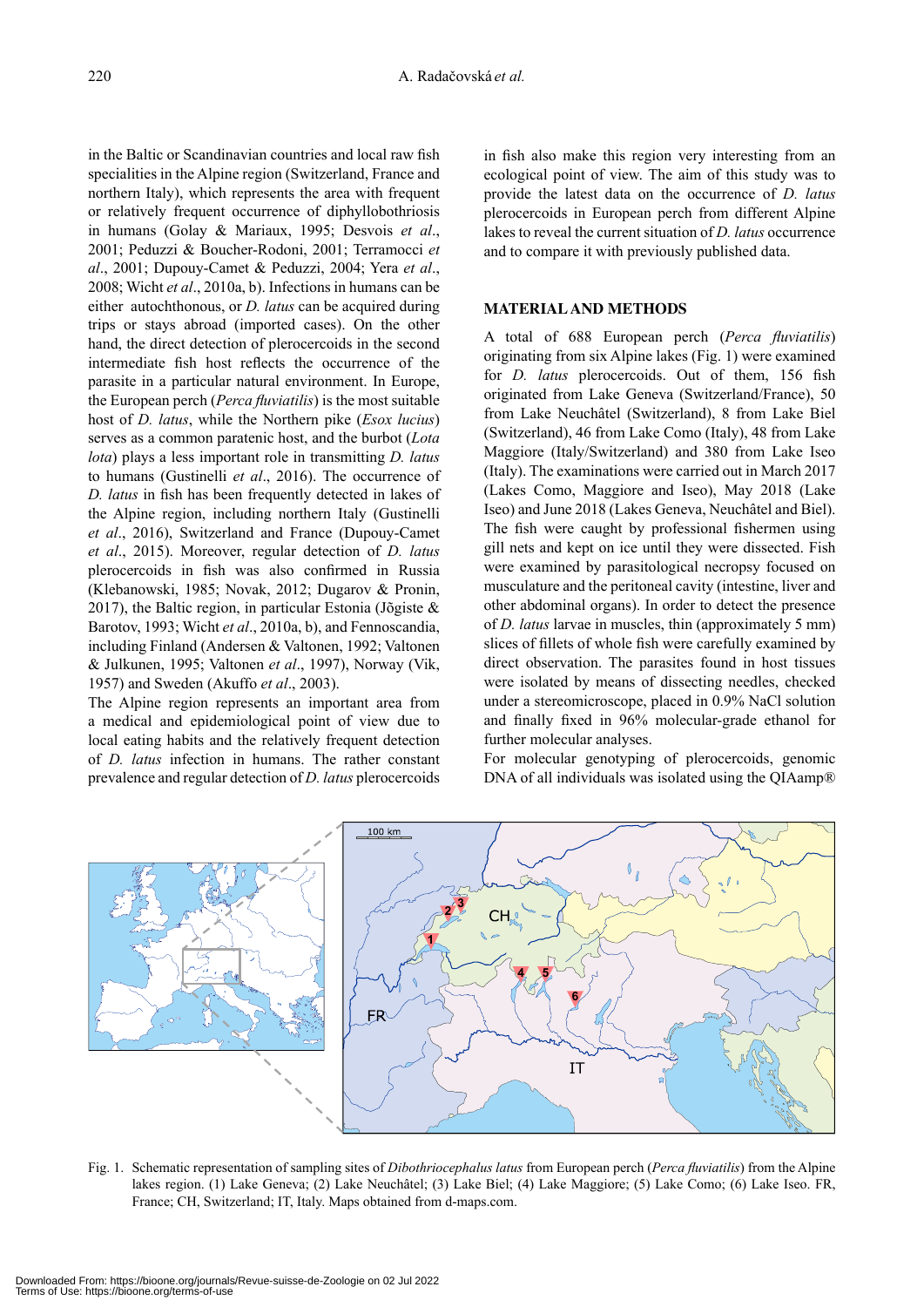in the Baltic or Scandinavian countries and local raw fish specialities in the Alpine region (Switzerland, France and northern Italy), which represents the area with frequent or relatively frequent occurrence of diphyllobothriosis in humans (Golay & Mariaux, 1995; Desvois *et al*., 2001; Peduzzi & Boucher-Rodoni, 2001; Terramocci *et al*., 2001; Dupouy-Camet & Peduzzi, 2004; Yera *et al*., 2008; Wicht *et al*., 2010a, b). Infections in humans can be either autochthonous, or *D. latus* can be acquired during trips or stays abroad (imported cases). On the other hand, the direct detection of plerocercoids in the second intermediate fish host reflects the occurrence of the parasite in a particular natural environment. In Europe, the European perch (*Perca fluviatilis*) is the most suitable host of *D. latus*, while the Northern pike (*Esox lucius*) serves as a common paratenic host, and the burbot (*Lota lota*) plays a less important role in transmitting *D. latus* to humans (Gustinelli *et al*., 2016). The occurrence of *D. latus* in fish has been frequently detected in lakes of the Alpine region, including northern Italy (Gustinelli *et al*., 2016), Switzerland and France (Dupouy-Camet *et al*., 2015). Moreover, regular detection of *D. latus* plerocercoids in fish was also confirmed in Russia (Klebanowski, 1985; Novak, 2012; Dugarov & Pronin, 2017), the Baltic region, in particular Estonia (Jõgiste & Barotov, 1993; Wicht *et al*., 2010a, b), and Fennoscandia, including Finland (Andersen & Valtonen, 1992; Valtonen & Julkunen, 1995; Valtonen *et al*., 1997), Norway (Vik, 1957) and Sweden (Akuffo *et al*., 2003).

The Alpine region represents an important area from a medical and epidemiological point of view due to local eating habits and the relatively frequent detection of *D. latus* infection in humans. The rather constant prevalence and regular detection of *D. latus* plerocercoids in fish also make this region very interesting from an ecological point of view. The aim of this study was to provide the latest data on the occurrence of *D. latus* plerocercoids in European perch from different Alpine lakes to reveal the current situation of *D. latus* occurrence and to compare it with previously published data.

## MATERIAL AND METHODS

A total of 688 European perch (*Perca fluviatilis*) originating from six Alpine lakes (Fig. 1) were examined for *D. latus* plerocercoids. Out of them, 156 fish originated from Lake Geneva (Switzerland/France), 50 from Lake Neuchâtel (Switzerland), 8 from Lake Biel (Switzerland), 46 from Lake Como (Italy), 48 from Lake Maggiore (Italy/Switzerland) and 380 from Lake Iseo (Italy). The examinations were carried out in March 2017 (Lakes Como, Maggiore and Iseo), May 2018 (Lake Iseo) and June 2018 (Lakes Geneva, Neuchâtel and Biel). The fish were caught by professional fishermen using gill nets and kept on ice until they were dissected. Fish were examined by parasitological necropsy focused on musculature and the peritoneal cavity (intestine, liver and other abdominal organs). In order to detect the presence of *D. latus* larvae in muscles, thin (approximately 5 mm) slices of fillets of whole fish were carefully examined by direct observation. The parasites found in host tissues were isolated by means of dissecting needles, checked under a stereomicroscope, placed in 0.9% NaCl solution and finally fixed in 96% molecular-grade ethanol for further molecular analyses.

For molecular genotyping of plerocercoids, genomic DNA of all individuals was isolated using the QIAamp®

Fig. 1. Schematic representation of sampling sites of *Dibothriocephalus latus* from European perch (*Perca fluviatilis*) from the Alpine lakes region. (1) Lake Geneva; (2) Lake Neuchâtel; (3) Lake Biel; (4) Lake Maggiore; (5) Lake Como; (6) Lake Iseo. FR, France; CH, Switzerland; IT, Italy. Maps obtained from d-maps.com.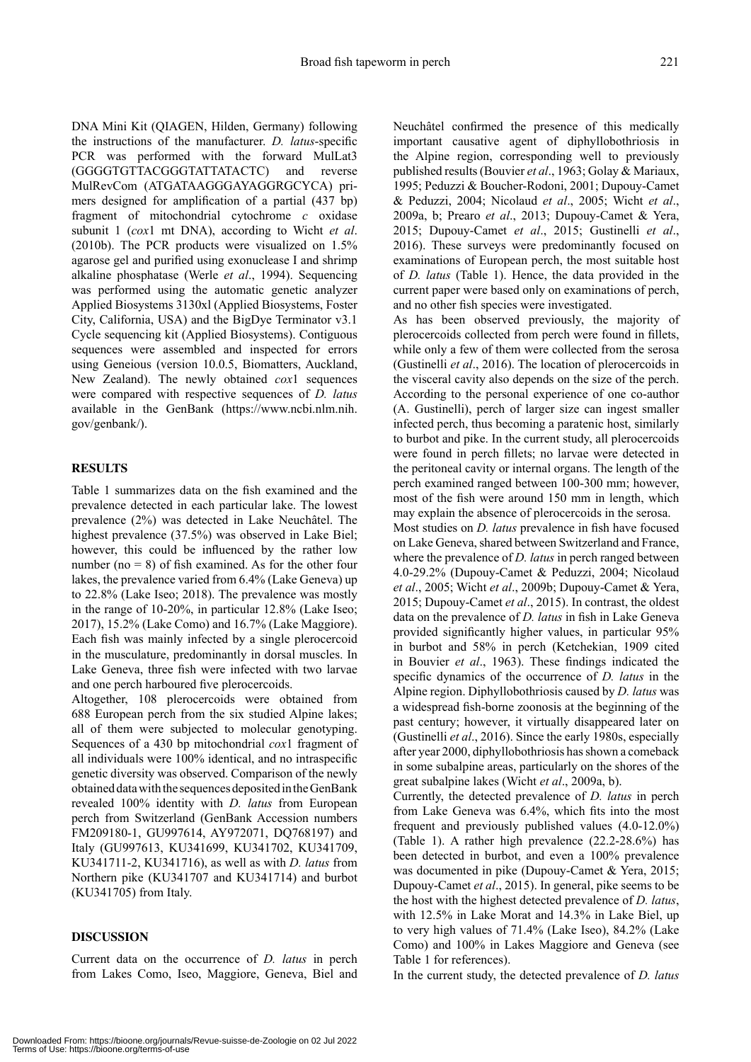DNA Mini Kit (QIAGEN, Hilden, Germany) following the instructions of the manufacturer. *D. latus*-specific PCR was performed with the forward MulLat3 (GGGGTGTTACGGGTATTATACTC) and reverse MulRevCom (ATGATAAGGGAYAGGRGCYCA) primers designed for amplification of a partial (437 bp) fragment of mitochondrial cytochrome *c* oxidase subunit 1 (*cox*1 mt DNA), according to Wicht *et al*. (2010b). The PCR products were visualized on 1.5% agarose gel and purified using exonuclease I and shrimp alkaline phosphatase (Werle *et al*., 1994). Sequencing was performed using the automatic genetic analyzer Applied Biosystems 3130xl (Applied Biosystems, Foster City, California, USA) and the BigDye Terminator v3.1 Cycle sequencing kit (Applied Biosystems). Contiguous sequences were assembled and inspected for errors using Geneious (version 10.0.5, Biomatters, Auckland, New Zealand). The newly obtained *cox*1 sequences were compared with respective sequences of *D. latus* available in the GenBank (https://www.ncbi.nlm.nih.gov/genbank/).

## RESULTS

Table 1 summarizes data on the fish examined and the prevalence detected in each particular lake. The lowest prevalence (2%) was detected in Lake Neuchâtel. The highest prevalence (37.5%) was observed in Lake Biel; however, this could be influenced by the rather low number (no = 8) of fish examined. As for the other four lakes, the prevalence varied from 6.4% (Lake Geneva) up to 22.8% (Lake Iseo; 2018). The prevalence was mostly in the range of 10-20%, in particular 12.8% (Lake Iseo; 2017), 15.2% (Lake Como) and 16.7% (Lake Maggiore). Each fish was mainly infected by a single plerocercoid in the musculature, predominantly in dorsal muscles. In Lake Geneva, three fish were infected with two larvae and one perch harboured five plerocercoids.

Altogether, 108 plerocercoids were obtained from 688 European perch from the six studied Alpine lakes; all of them were subjected to molecular genotyping. Sequences of a 430 bp mitochondrial *cox*1 fragment of all individuals were 100% identical, and no intraspecific genetic diversity was observed. Comparison of the newly obtained data with the sequences deposited in the GenBank revealed 100% identity with *D. latus* from European perch from Switzerland (GenBank Accession numbers FM209180-1, GU997614, AY972071, DQ768197) and Italy (GU997613, KU341699, KU341702, KU341709, KU341711-2, KU341716), as well as with *D. latus* from Northern pike (KU341707 and KU341714) and burbot (KU341705) from Italy.

## DISCUSSION

Current data on the occurrence of *D. latus* in perch from Lakes Como, Iseo, Maggiore, Geneva, Biel and Neuchâtel confirmed the presence of this medically important causative agent of diphyllobothriosis in the Alpine region, corresponding well to previously published results (Bouvier *et al*., 1963; Golay & Mariaux, 1995; Peduzzi & Boucher-Rodoni, 2001; Dupouy-Camet & Peduzzi, 2004; Nicolaud *et al*., 2005; Wicht *et al*., 2009a, b; Prearo *et al*., 2013; Dupouy-Camet & Yera, 2015; Dupouy-Camet *et al*., 2015; Gustinelli *et al*., 2016). These surveys were predominantly focused on examinations of European perch, the most suitable host of *D. latus* (Table 1). Hence, the data provided in the current paper were based only on examinations of perch, and no other fish species were investigated.

As has been observed previously, the majority of plerocercoids collected from perch were found in fillets, while only a few of them were collected from the serosa (Gustinelli *et al*., 2016). The location of plerocercoids in the visceral cavity also depends on the size of the perch. According to the personal experience of one co-author (A. Gustinelli), perch of larger size can ingest smaller infected perch, thus becoming a paratenic host, similarly to burbot and pike. In the current study, all plerocercoids were found in perch fillets; no larvae were detected in the peritoneal cavity or internal organs. The length of the perch examined ranged between 100-300 mm; however, most of the fish were around 150 mm in length, which may explain the absence of plerocercoids in the serosa.

Most studies on *D. latus* prevalence in fish have focused on Lake Geneva, shared between Switzerland and France, where the prevalence of *D. latus* in perch ranged between 4.0-29.2% (Dupouy-Camet & Peduzzi, 2004; Nicolaud *et al*., 2005; Wicht *et al*., 2009b; Dupouy-Camet & Yera, 2015; Dupouy-Camet *et al*., 2015). In contrast, the oldest data on the prevalence of *D. latus* in fish in Lake Geneva provided significantly higher values, in particular 95% in burbot and 58% in perch (Ketchekian, 1909 cited in Bouvier *et al*., 1963). These findings indicated the specific dynamics of the occurrence of *D. latus* in the Alpine region. Diphyllobothriosis caused by *D. latus* was a widespread fish-borne zoonosis at the beginning of the past century; however, it virtually disappeared later on (Gustinelli *et al*., 2016). Since the early 1980s, especially after year 2000, diphyllobothriosis has shown a comeback in some subalpine areas, particularly on the shores of the great subalpine lakes (Wicht *et al*., 2009a, b).

Currently, the detected prevalence of *D. latus* in perch from Lake Geneva was 6.4%, which fits into the most frequent and previously published values (4.0-12.0%) (Table 1). A rather high prevalence (22.2-28.6%) has been detected in burbot, and even a 100% prevalence was documented in pike (Dupouy-Camet & Yera, 2015; Dupouy-Camet *et al*., 2015). In general, pike seems to be the host with the highest detected prevalence of *D. latus*, with 12.5% in Lake Morat and 14.3% in Lake Biel, up to very high values of 71.4% (Lake Iseo), 84.2% (Lake Como) and 100% in Lakes Maggiore and Geneva (see Table 1 for references).

In the current study, the detected prevalence of *D. latus*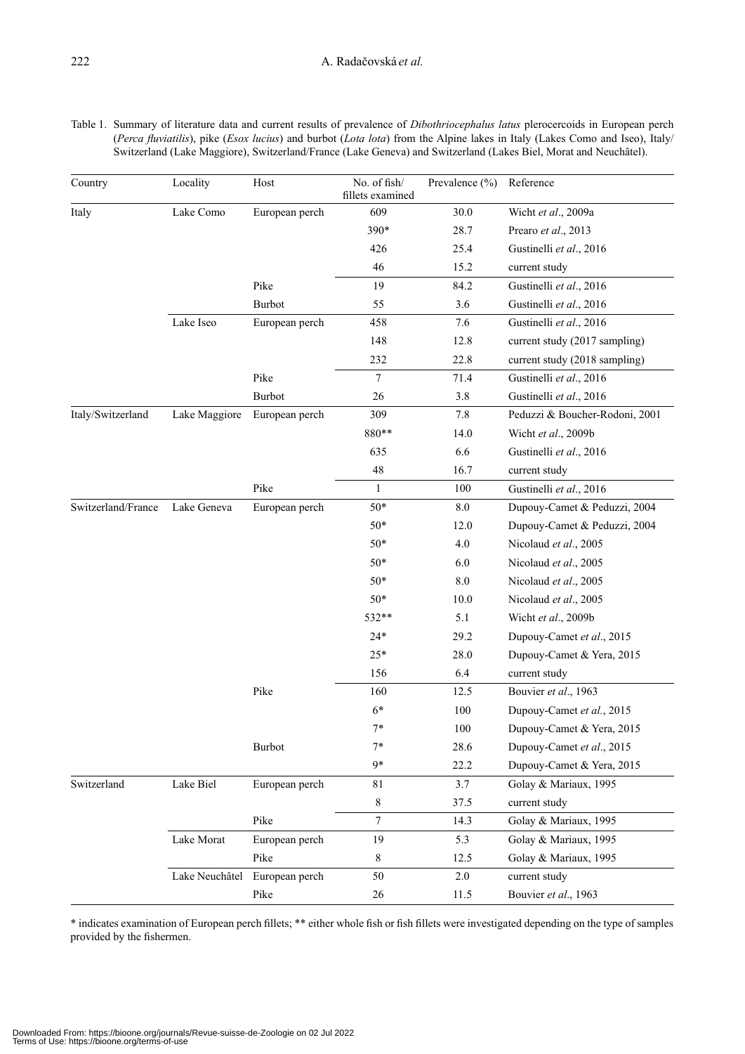Table 1. Summary of literature data and current results of prevalence of *Dibothriocephalus latus* plerocercoids in European perch (*Perca fluviatilis*), pike (*Esox lucius*) and burbot (*Lota lota*) from the Alpine lakes in Italy (Lakes Como and Iseo), Italy/Switzerland (Lake Maggiore), Switzerland/France (Lake Geneva) and Switzerland (Lakes Biel, Morat and Neuchâtel).

| Country | Locality | Host | No. of fish/ fillets examined | Prevalence (%) | Reference |
|---|---|---|---|---|---|
| Italy | Lake Como | European perch | 609 | 30.0 | Wicht *et al*., 2009a |
| | | | 390* | 28.7 | Prearo *et al*., 2013 |
| | | | 426 | 25.4 | Gustinelli *et al*., 2016 |
| | | | 46 | 15.2 | current study |
| | | Pike | 19 | 84.2 | Gustinelli *et al*., 2016 |
| | | Burbot | 55 | 3.6 | Gustinelli *et al*., 2016 |
| | Lake Iseo | European perch | 458 | 7.6 | Gustinelli *et al*., 2016 |
| | | | 148 | 12.8 | current study (2017 sampling) |
| | | | 232 | 22.8 | current study (2018 sampling) |
| | | Pike | 7 | 71.4 | Gustinelli *et al*., 2016 |
| | | Burbot | 26 | 3.8 | Gustinelli *et al*., 2016 |
| Italy/Switzerland | Lake Maggiore | European perch | 309 | 7.8 | Peduzzi & Boucher-Rodoni, 2001 |
| | | | 880** | 14.0 | Wicht *et al*., 2009b |
| | | | 635 | 6.6 | Gustinelli *et al*., 2016 |
| | | | 48 | 16.7 | current study |
| | | Pike | 1 | 100 | Gustinelli *et al*., 2016 |
| Switzerland/France | Lake Geneva | European perch | 50* | 8.0 | Dupouy-Camet & Peduzzi, 2004 |
| | | | 50* | 12.0 | Dupouy-Camet & Peduzzi, 2004 |
| | | | 50* | 4.0 | Nicolaud *et al*., 2005 |
| | | | 50* | 6.0 | Nicolaud *et al*., 2005 |
| | | | 50* | 8.0 | Nicolaud *et al*., 2005 |
| | | | 50* | 10.0 | Nicolaud *et al*., 2005 |
| | | | 532** | 5.1 | Wicht *et al*., 2009b |
| | | | 24* | 29.2 | Dupouy-Camet *et al*., 2015 |
| | | | 25* | 28.0 | Dupouy-Camet & Yera, 2015 |
| | | | 156 | 6.4 | current study |
| | | Pike | 160 | 12.5 | Bouvier *et al*., 1963 |
| | | | 6* | 100 | Dupouy-Camet *et al*., 2015 |
| | | | 7* | 100 | Dupouy-Camet & Yera, 2015 |
| | | Burbot | 7* | 28.6 | Dupouy-Camet *et al*., 2015 |
| | | | 9* | 22.2 | Dupouy-Camet & Yera, 2015 |
| Switzerland | Lake Biel | European perch | 81 | 3.7 | Golay & Mariaux, 1995 |
| | | | 8 | 37.5 | current study |
| | | Pike | 7 | 14.3 | Golay & Mariaux, 1995 |
| | Lake Morat | European perch | 19 | 5.3 | Golay & Mariaux, 1995 |
| | | Pike | 8 | 12.5 | Golay & Mariaux, 1995 |
| | Lake Neuchâtel | European perch | 50 | 2.0 | current study |
| | | Pike | 26 | 11.5 | Bouvier *et al*., 1963 |

* indicates examination of European perch fillets; ** either whole fish or fish fillets were investigated depending on the type of samples provided by the fishermen.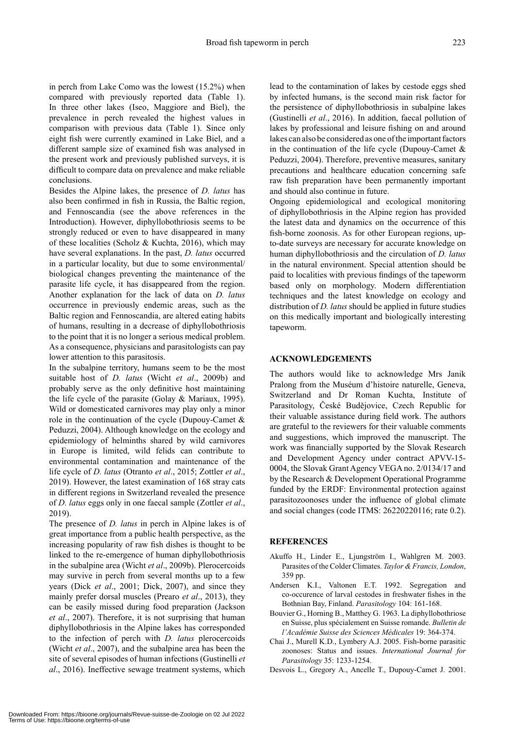in perch from Lake Como was the lowest (15.2%) when compared with previously reported data (Table 1). In three other lakes (Iseo, Maggiore and Biel), the prevalence in perch revealed the highest values in comparison with previous data (Table 1). Since only eight fish were currently examined in Lake Biel, and a different sample size of examined fish was analysed in the present work and previously published surveys, it is difficult to compare data on prevalence and make reliable conclusions.

Besides the Alpine lakes, the presence of *D. latus* has also been confirmed in fish in Russia, the Baltic region, and Fennoscandia (see the above references in the Introduction). However, diphyllobothriosis seems to be strongly reduced or even to have disappeared in many of these localities (Scholz & Kuchta, 2016), which may have several explanations. In the past, *D. latus* occurred in a particular locality, but due to some environmental/biological changes preventing the maintenance of the parasite life cycle, it has disappeared from the region. Another explanation for the lack of data on *D. latus* occurrence in previously endemic areas, such as the Baltic region and Fennoscandia, are altered eating habits of humans, resulting in a decrease of diphyllobothriosis to the point that it is no longer a serious medical problem. As a consequence, physicians and parasitologists can pay lower attention to this parasitosis.

In the subalpine territory, humans seem to be the most suitable host of *D. latus* (Wicht *et al*., 2009b) and probably serve as the only definitive host maintaining the life cycle of the parasite (Golay & Mariaux, 1995). Wild or domesticated carnivores may play only a minor role in the continuation of the cycle (Dupouy-Camet & Peduzzi, 2004). Although knowledge on the ecology and epidemiology of helminths shared by wild carnivores in Europe is limited, wild felids can contribute to environmental contamination and maintenance of the life cycle of *D. latus* (Otranto *et al*., 2015; Zottler *et al*., 2019). However, the latest examination of 168 stray cats in different regions in Switzerland revealed the presence of *D. latus* eggs only in one faecal sample (Zottler *et al*., 2019).

The presence of *D. latus* in perch in Alpine lakes is of great importance from a public health perspective, as the increasing popularity of raw fish dishes is thought to be linked to the re-emergence of human diphyllobothriosis in the subalpine area (Wicht *et al*., 2009b). Plerocercoids may survive in perch from several months up to a few years (Dick *et al*., 2001; Dick, 2007), and since they mainly prefer dorsal muscles (Prearo *et al*., 2013), they can be easily missed during food preparation (Jackson *et al*., 2007). Therefore, it is not surprising that human diphyllobothriosis in the Alpine lakes has corresponded to the infection of perch with *D. latus* plerocercoids (Wicht *et al*., 2007), and the subalpine area has been the site of several episodes of human infections (Gustinelli *et al*., 2016). Ineffective sewage treatment systems, which lead to the contamination of lakes by cestode eggs shed by infected humans, is the second main risk factor for the persistence of diphyllobothriosis in subalpine lakes (Gustinelli *et al*., 2016). In addition, faecal pollution of lakes by professional and leisure fishing on and around lakes can also be considered as one of the important factors in the continuation of the life cycle (Dupouy-Camet & Peduzzi, 2004). Therefore, preventive measures, sanitary precautions and healthcare education concerning safe raw fish preparation have been permanently important and should also continue in future.

Ongoing epidemiological and ecological monitoring of diphyllobothriosis in the Alpine region has provided the latest data and dynamics on the occurrence of this fish-borne zoonosis. As for other European regions, up-to-date surveys are necessary for accurate knowledge on human diphyllobothriosis and the circulation of *D. latus* in the natural environment. Special attention should be paid to localities with previous findings of the tapeworm based only on morphology. Modern differentiation techniques and the latest knowledge on ecology and distribution of *D. latus* should be applied in future studies on this medically important and biologically interesting tapeworm.

## ACKNOWLEDGEMENTS

The authors would like to acknowledge Mrs Janik Pralong from the Muséum d'histoire naturelle, Geneva, Switzerland and Dr Roman Kuchta, Institute of Parasitology, České Budějovice, Czech Republic for their valuable assistance during field work. The authors are grateful to the reviewers for their valuable comments and suggestions, which improved the manuscript. The work was financially supported by the Slovak Research and Development Agency under contract APVV-15-0004, the Slovak Grant Agency VEGA no. 2/0134/17 and by the Research & Development Operational Programme funded by the ERDF: Environmental protection against parasitozoonoses under the influence of global climate and social changes (code ITMS: 26220220116; rate 0.2).

## REFERENCES

Akuffo H., Linder E., Ljungström I., Wahlgren M. 2003. Parasites of the Colder Climates. *Taylor & Francis, London*, 359 pp.

Andersen K.I., Valtonen E.T. 1992. Segregation and co-occurence of larval cestodes in freshwater fishes in the Bothnian Bay, Finland. *Parasitology* 104: 161-168.

Bouvier G., Horning B., Matthey G. 1963. La diphyllobothriose en Suisse, plus spécialement en Suisse romande. *Bulletin de l'Académie Suisse des Sciences Médicales* 19: 364-374.

Chai J., Murell K.D., Lymbery A.J. 2005. Fish-borne parasitic zoonoses: Status and issues. *International Journal for Parasitology* 35: 1233-1254.

Desvois L., Gregory A., Ancelle T., Dupouy-Camet J. 2001.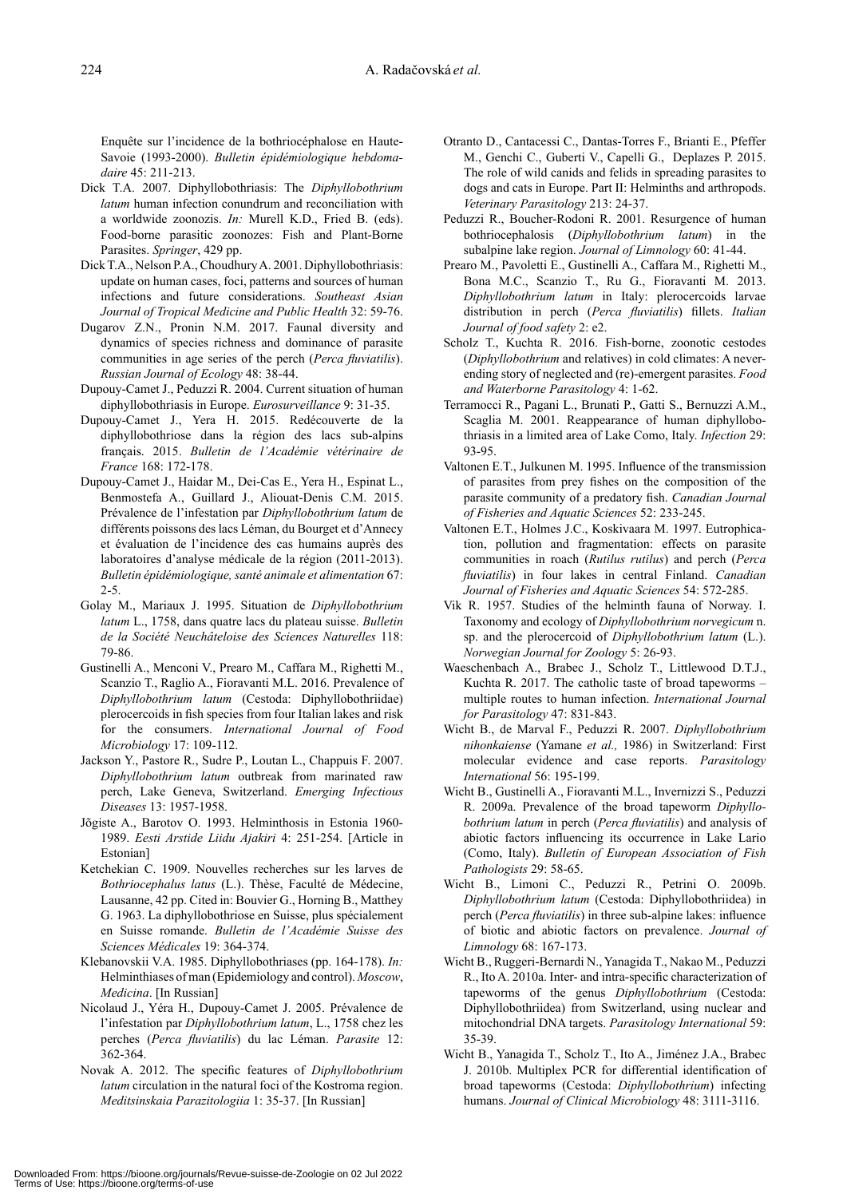Enquête sur l'incidence de la bothriocéphalose en Haute-Savoie (1993-2000). *Bulletin épidémiologique hebdomadaire* 45: 211-213.

Dick T.A. 2007. Diphyllobothriasis: The *Diphyllobothrium latum* human infection conundrum and reconciliation with a worldwide zoonozis. *In:* Murell K.D., Fried B. (eds). Food-borne parasitic zoonozes: Fish and Plant-Borne Parasites. *Springer*, 429 pp.

Dick T.A., Nelson P.A., Choudhury A. 2001. Diphyllobothriasis: update on human cases, foci, patterns and sources of human infections and future considerations. *Southeast Asian Journal of Tropical Medicine and Public Health* 32: 59-76.

Dugarov Z.N., Pronin N.M. 2017. Faunal diversity and dynamics of species richness and dominance of parasite communities in age series of the perch (*Perca fluviatilis*). *Russian Journal of Ecology* 48: 38-44.

Dupouy-Camet J., Peduzzi R. 2004. Current situation of human diphyllobothriasis in Europe. *Eurosurveillance* 9: 31-35.

Dupouy-Camet J., Yera H. 2015. Redécouverte de la diphyllobothriose dans la région des lacs sub-alpins français. 2015. *Bulletin de l'Académie vétérinaire de France* 168: 172-178.

Dupouy-Camet J., Haidar M., Dei-Cas E., Yera H., Espinat L., Benmostefa A., Guillard J., Aliouat-Denis C.M. 2015. Prévalence de l'infestation par *Diphyllobothrium latum* de différents poissons des lacs Léman, du Bourget et d'Annecy et évaluation de l'incidence des cas humains auprès des laboratoires d'analyse médicale de la région (2011-2013). *Bulletin épidémiologique, santé animale et alimentation* 67: 2-5.

Golay M., Mariaux J. 1995. Situation de *Diphyllobothrium latum* L., 1758, dans quatre lacs du plateau suisse. *Bulletin de la Société Neuchâteloise des Sciences Naturelles* 118: 79-86.

Gustinelli A., Menconi V., Prearo M., Caffara M., Righetti M., Scanzio T., Raglio A., Fioravanti M.L. 2016. Prevalence of *Diphyllobothrium latum* (Cestoda: Diphyllobothriidae) plerocercoids in fish species from four Italian lakes and risk for the consumers. *International Journal of Food Microbiology* 17: 109-112.

Jackson Y., Pastore R., Sudre P., Loutan L., Chappuis F. 2007. *Diphyllobothrium latum* outbreak from marinated raw perch, Lake Geneva, Switzerland. *Emerging Infectious Diseases* 13: 1957-1958.

Jõgiste A., Barotov O. 1993. Helminthosis in Estonia 1960-1989. *Eesti Arstide Liidu Ajakiri* 4: 251-254. [Article in Estonian]

Ketchekian C. 1909. Nouvelles recherches sur les larves de *Bothriocephalus latus* (L.). Thèse, Faculté de Médecine, Lausanne, 42 pp. Cited in: Bouvier G., Horning B., Matthey G. 1963. La diphyllobothriose en Suisse, plus spécialement en Suisse romande. *Bulletin de l'Académie Suisse des Sciences Médicales* 19: 364-374.

Klebanovskii V.A. 1985. Diphyllobothriases (pp. 164-178). *In:* Helminthiases of man (Epidemiology and control). *Moscow*, *Medicina*. [In Russian]

Nicolaud J., Yéra H., Dupouy-Camet J. 2005. Prévalence de l'infestation par *Diphyllobothrium latum*, L., 1758 chez les perches (*Perca fluviatilis*) du lac Léman. *Parasite* 12: 362-364.

Novak A. 2012. The specific features of *Diphyllobothrium latum* circulation in the natural foci of the Kostroma region. *Meditsinskaia Parazitologiia* 1: 35-37. [In Russian]

Otranto D., Cantacessi C., Dantas-Torres F., Brianti E., Pfeffer M., Genchi C., Guberti V., Capelli G., Deplazes P. 2015. The role of wild canids and felids in spreading parasites to dogs and cats in Europe. Part II: Helminths and arthropods. *Veterinary Parasitology* 213: 24-37.

Peduzzi R., Boucher-Rodoni R. 2001. Resurgence of human bothriocephalosis (*Diphyllobothrium latum*) in the subalpine lake region. *Journal of Limnology* 60: 41-44.

Prearo M., Pavoletti E., Gustinelli A., Caffara M., Righetti M., Bona M.C., Scanzio T., Ru G., Fioravanti M. 2013. *Diphyllobothrium latum* in Italy: plerocercoids larvae distribution in perch (*Perca fluviatilis*) fillets. *Italian Journal of food safety* 2: e2.

Scholz T., Kuchta R. 2016. Fish-borne, zoonotic cestodes (*Diphyllobothrium* and relatives) in cold climates: A never-ending story of neglected and (re)-emergent parasites. *Food and Waterborne Parasitology* 4: 1-62.

Terramocci R., Pagani L., Brunati P., Gatti S., Bernuzzi A.M., Scaglia M. 2001. Reappearance of human diphyllobothriasis in a limited area of Lake Como, Italy. *Infection* 29: 93-95.

Valtonen E.T., Julkunen M. 1995. Influence of the transmission of parasites from prey fishes on the composition of the parasite community of a predatory fish. *Canadian Journal of Fisheries and Aquatic Sciences* 52: 233-245.

Valtonen E.T., Holmes J.C., Koskivaara M. 1997. Eutrophication, pollution and fragmentation: effects on parasite communities in roach (*Rutilus rutilus*) and perch (*Perca fluviatilis*) in four lakes in central Finland. *Canadian Journal of Fisheries and Aquatic Sciences* 54: 572-285.

Vik R. 1957. Studies of the helminth fauna of Norway. I. Taxonomy and ecology of *Diphyllobothrium norvegicum* n. sp. and the plerocercoid of *Diphyllobothrium latum* (L.). *Norwegian Journal for Zoology* 5: 26-93.

Waeschenbach A., Brabec J., Scholz T., Littlewood D.T.J., Kuchta R. 2017. The catholic taste of broad tapeworms – multiple routes to human infection. *International Journal for Parasitology* 47: 831-843.

Wicht B., de Marval F., Peduzzi R. 2007. *Diphyllobothrium nihonkaiense* (Yamane *et al.,* 1986) in Switzerland: First molecular evidence and case reports. *Parasitology International* 56: 195-199.

Wicht B., Gustinelli A., Fioravanti M.L., Invernizzi S., Peduzzi R. 2009a. Prevalence of the broad tapeworm *Diphyllobothrium latum* in perch (*Perca fluviatilis*) and analysis of abiotic factors influencing its occurrence in Lake Lario (Como, Italy). *Bulletin of European Association of Fish Pathologists* 29: 58-65.

Wicht B., Limoni C., Peduzzi R., Petrini O. 2009b. *Diphyllobothrium latum* (Cestoda: Diphyllobothriidea) in perch (*Perca fluviatilis*) in three sub-alpine lakes: influence of biotic and abiotic factors on prevalence. *Journal of Limnology* 68: 167-173.

Wicht B., Ruggeri-Bernardi N., Yanagida T., Nakao M., Peduzzi R., Ito A. 2010a. Inter- and intra-specific characterization of tapeworms of the genus *Diphyllobothrium* (Cestoda: Diphyllobothriidea) from Switzerland, using nuclear and mitochondrial DNA targets. *Parasitology International* 59: 35-39.

Wicht B., Yanagida T., Scholz T., Ito A., Jiménez J.A., Brabec J. 2010b. Multiplex PCR for differential identification of broad tapeworms (Cestoda: *Diphyllobothrium*) infecting humans. *Journal of Clinical Microbiology* 48: 3111-3116.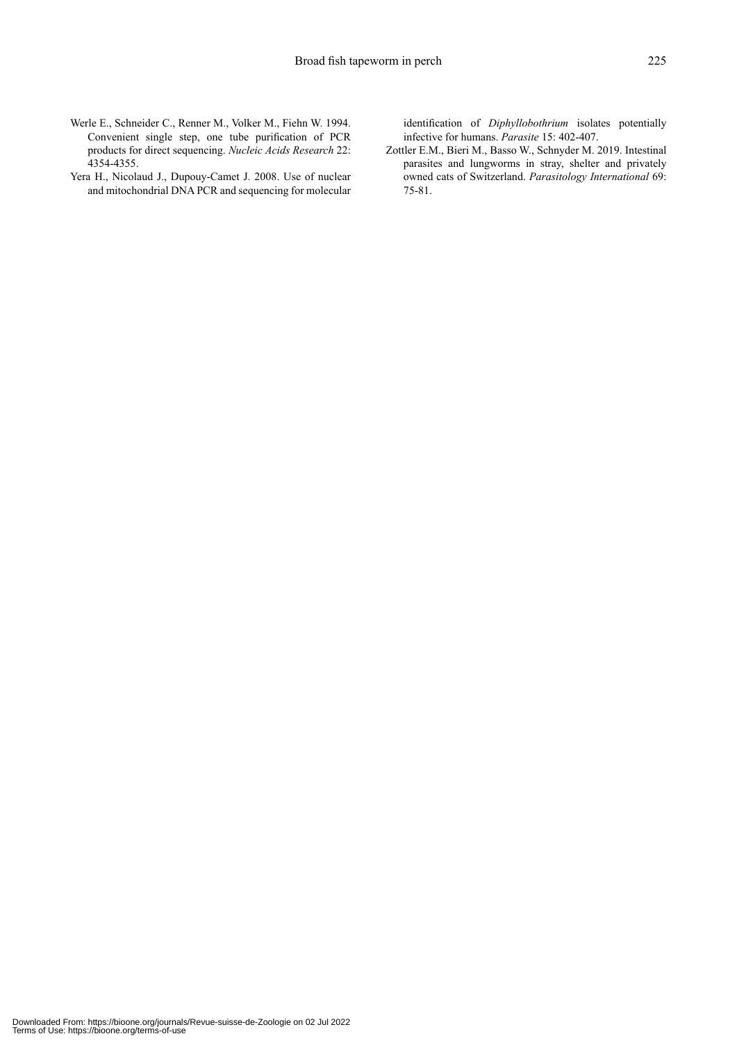Werle E., Schneider C., Renner M., Volker M., Fiehn W. 1994. Convenient single step, one tube purification of PCR products for direct sequencing. *Nucleic Acids Research* 22: 4354-4355.

Yera H., Nicolaud J., Dupouy-Camet J. 2008. Use of nuclear and mitochondrial DNA PCR and sequencing for molecular identification of *Diphyllobothrium* isolates potentially infective for humans. *Parasite* 15: 402-407.

Zottler E.M., Bieri M., Basso W., Schnyder M. 2019. Intestinal parasites and lungworms in stray, shelter and privately owned cats of Switzerland. *Parasitology International* 69: 75-81.